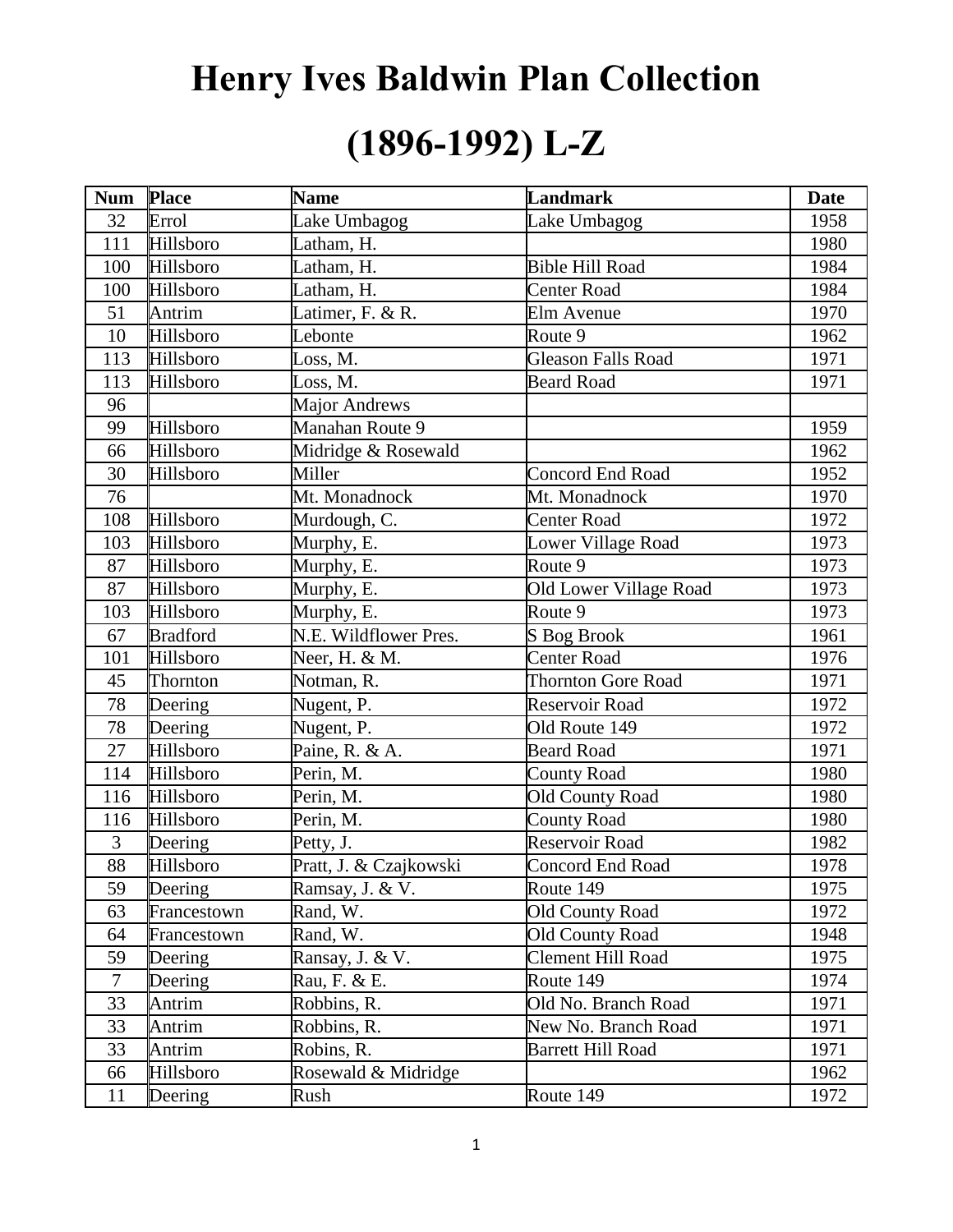# Henry Ives Baldwin Plan Collection

# (1896-1992) L-Z

| Num | Place | Name | Landmark | Date |
|---|---|---|---|---|
| 32 | Errol | Lake Umbagog | Lake Umbagog | 1958 |
| 111 | Hillsboro | Latham, H. | | 1980 |
| 100 | Hillsboro | Latham, H. | Bible Hill Road | 1984 |
| 100 | Hillsboro | Latham, H. | Center Road | 1984 |
| 51 | Antrim | Latimer, F. & R. | Elm Avenue | 1970 |
| 10 | Hillsboro | Lebonte | Route 9 | 1962 |
| 113 | Hillsboro | Loss, M. | Gleason Falls Road | 1971 |
| 113 | Hillsboro | Loss, M. | Beard Road | 1971 |
| 96 | | Major Andrews | | |
| 99 | Hillsboro | Manahan Route 9 | | 1959 |
| 66 | Hillsboro | Midridge & Rosewald | | 1962 |
| 30 | Hillsboro | Miller | Concord End Road | 1952 |
| 76 | | Mt. Monadnock | Mt. Monadnock | 1970 |
| 108 | Hillsboro | Murdough, C. | Center Road | 1972 |
| 103 | Hillsboro | Murphy, E. | Lower Village Road | 1973 |
| 87 | Hillsboro | Murphy, E. | Route 9 | 1973 |
| 87 | Hillsboro | Murphy, E. | Old Lower Village Road | 1973 |
| 103 | Hillsboro | Murphy, E. | Route 9 | 1973 |
| 67 | Bradford | N.E. Wildflower Pres. | S Bog Brook | 1961 |
| 101 | Hillsboro | Neer, H. & M. | Center Road | 1976 |
| 45 | Thornton | Notman, R. | Thornton Gore Road | 1971 |
| 78 | Deering | Nugent, P. | Reservoir Road | 1972 |
| 78 | Deering | Nugent, P. | Old Route 149 | 1972 |
| 27 | Hillsboro | Paine, R. & A. | Beard Road | 1971 |
| 114 | Hillsboro | Perin, M. | County Road | 1980 |
| 116 | Hillsboro | Perin, M. | Old County Road | 1980 |
| 116 | Hillsboro | Perin, M. | County Road | 1980 |
| 3 | Deering | Petty, J. | Reservoir Road | 1982 |
| 88 | Hillsboro | Pratt, J. & Czajkowski | Concord End Road | 1978 |
| 59 | Deering | Ramsay, J. & V. | Route 149 | 1975 |
| 63 | Francestown | Rand, W. | Old County Road | 1972 |
| 64 | Francestown | Rand, W. | Old County Road | 1948 |
| 59 | Deering | Ransay, J. & V. | Clement Hill Road | 1975 |
| 7 | Deering | Rau, F. & E. | Route 149 | 1974 |
| 33 | Antrim | Robbins, R. | Old No. Branch Road | 1971 |
| 33 | Antrim | Robbins, R. | New No. Branch Road | 1971 |
| 33 | Antrim | Robins, R. | Barrett Hill Road | 1971 |
| 66 | Hillsboro | Rosewald & Midridge | | 1962 |
| 11 | Deering | Rush | Route 149 | 1972 |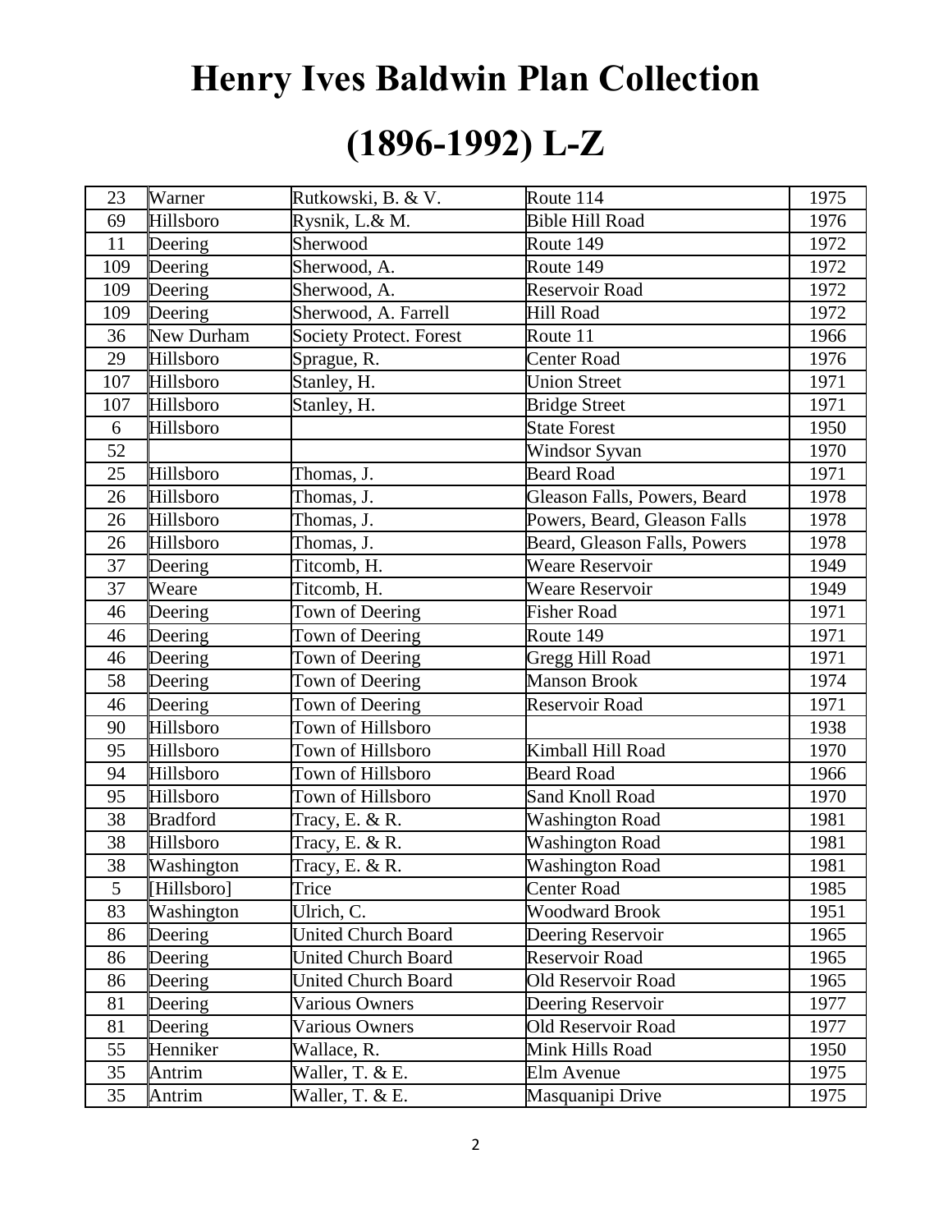# Henry Ives Baldwin Plan Collection

# (1896-1992) L-Z

| | | | | |
|---|---|---|---|---|
| 23 | Warner | Rutkowski, B. & V. | Route 114 | 1975 |
| 69 | Hillsboro | Rysnik, L.& M. | Bible Hill Road | 1976 |
| 11 | Deering | Sherwood | Route 149 | 1972 |
| 109 | Deering | Sherwood, A. | Route 149 | 1972 |
| 109 | Deering | Sherwood, A. | Reservoir Road | 1972 |
| 109 | Deering | Sherwood, A. Farrell | Hill Road | 1972 |
| 36 | New Durham | Society Protect. Forest | Route 11 | 1966 |
| 29 | Hillsboro | Sprague, R. | Center Road | 1976 |
| 107 | Hillsboro | Stanley, H. | Union Street | 1971 |
| 107 | Hillsboro | Stanley, H. | Bridge Street | 1971 |
| 6 | Hillsboro | | State Forest | 1950 |
| 52 | | | Windsor Syvan | 1970 |
| 25 | Hillsboro | Thomas, J. | Beard Road | 1971 |
| 26 | Hillsboro | Thomas, J. | Gleason Falls, Powers, Beard | 1978 |
| 26 | Hillsboro | Thomas, J. | Powers, Beard, Gleason Falls | 1978 |
| 26 | Hillsboro | Thomas, J. | Beard, Gleason Falls, Powers | 1978 |
| 37 | Deering | Titcomb, H. | Weare Reservoir | 1949 |
| 37 | Weare | Titcomb, H. | Weare Reservoir | 1949 |
| 46 | Deering | Town of Deering | Fisher Road | 1971 |
| 46 | Deering | Town of Deering | Route 149 | 1971 |
| 46 | Deering | Town of Deering | Gregg Hill Road | 1971 |
| 58 | Deering | Town of Deering | Manson Brook | 1974 |
| 46 | Deering | Town of Deering | Reservoir Road | 1971 |
| 90 | Hillsboro | Town of Hillsboro | | 1938 |
| 95 | Hillsboro | Town of Hillsboro | Kimball Hill Road | 1970 |
| 94 | Hillsboro | Town of Hillsboro | Beard Road | 1966 |
| 95 | Hillsboro | Town of Hillsboro | Sand Knoll Road | 1970 |
| 38 | Bradford | Tracy, E. & R. | Washington Road | 1981 |
| 38 | Hillsboro | Tracy, E. & R. | Washington Road | 1981 |
| 38 | Washington | Tracy, E. & R. | Washington Road | 1981 |
| 5 | [Hillsboro] | Trice | Center Road | 1985 |
| 83 | Washington | Ulrich, C. | Woodward Brook | 1951 |
| 86 | Deering | United Church Board | Deering Reservoir | 1965 |
| 86 | Deering | United Church Board | Reservoir Road | 1965 |
| 86 | Deering | United Church Board | Old Reservoir Road | 1965 |
| 81 | Deering | Various Owners | Deering Reservoir | 1977 |
| 81 | Deering | Various Owners | Old Reservoir Road | 1977 |
| 55 | Henniker | Wallace, R. | Mink Hills Road | 1950 |
| 35 | Antrim | Waller, T. & E. | Elm Avenue | 1975 |
| 35 | Antrim | Waller, T. & E. | Masquanipi Drive | 1975 |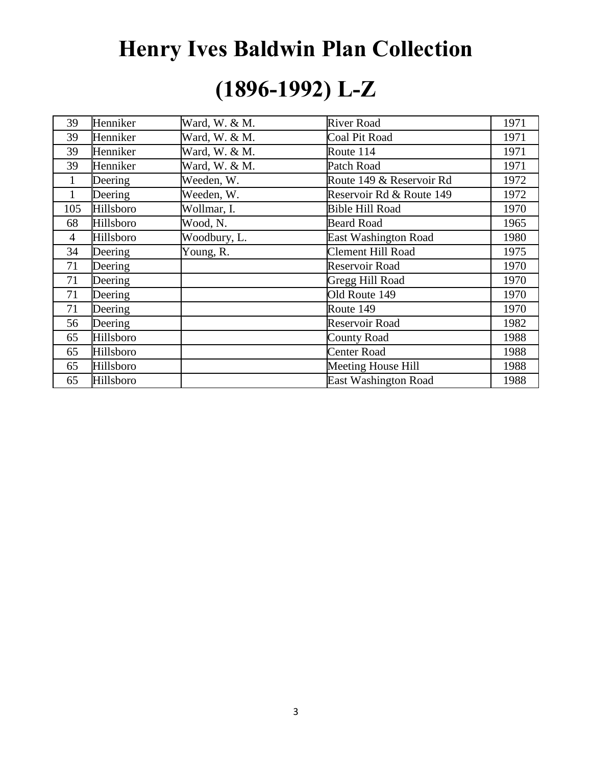# Henry Ives Baldwin Plan Collection

# (1896-1992) L-Z

| | | | | |
|---|---|---|---|---|
| 39 | Henniker | Ward, W. & M. | River Road | 1971 |
| 39 | Henniker | Ward, W. & M. | Coal Pit Road | 1971 |
| 39 | Henniker | Ward, W. & M. | Route 114 | 1971 |
| 39 | Henniker | Ward, W. & M. | Patch Road | 1971 |
| 1 | Deering | Weeden, W. | Route 149 & Reservoir Rd | 1972 |
| 1 | Deering | Weeden, W. | Reservoir Rd & Route 149 | 1972 |
| 105 | Hillsboro | Wollmar, I. | Bible Hill Road | 1970 |
| 68 | Hillsboro | Wood, N. | Beard Road | 1965 |
| 4 | Hillsboro | Woodbury, L. | East Washington Road | 1980 |
| 34 | Deering | Young, R. | Clement Hill Road | 1975 |
| 71 | Deering | | Reservoir Road | 1970 |
| 71 | Deering | | Gregg Hill Road | 1970 |
| 71 | Deering | | Old Route 149 | 1970 |
| 71 | Deering | | Route 149 | 1970 |
| 56 | Deering | | Reservoir Road | 1982 |
| 65 | Hillsboro | | County Road | 1988 |
| 65 | Hillsboro | | Center Road | 1988 |
| 65 | Hillsboro | | Meeting House Hill | 1988 |
| 65 | Hillsboro | | East Washington Road | 1988 |